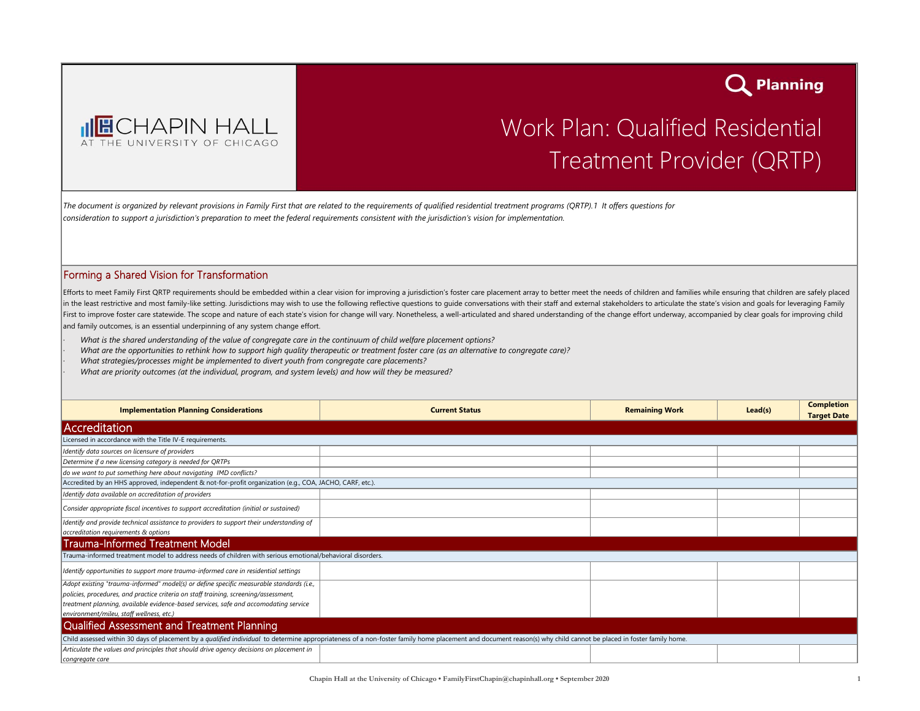CHAPIN HALL AT THE UNIVERSITY OF CHICAGO

Planning

# Work Plan: Qualified Residential Treatment Provider (QRTP)

*The document is organized by relevant provisions in Family First that are related to the requirements of qualified residential treatment programs (QRTP).1 It offers questions for consideration to support a jurisdiction's preparation to meet the federal requirements consistent with the jurisdiction's vision for implementation.*

## Forming a Shared Vision for Transformation

Efforts to meet Family First QRTP requirements should be embedded within a clear vision for improving a jurisdiction's foster care placement array to better meet the needs of children and families while ensuring that children are safely placed in the least restrictive and most family-like setting. Jurisdictions may wish to use the following reflective questions to guide conversations with their staff and external stakeholders to articulate the state's vision and goals for leveraging Family First to improve foster care statewide. The scope and nature of each state's vision for change will vary. Nonetheless, a well-articulated and shared understanding of the change effort underway, accompanied by clear goals for improving child and family outcomes, is an essential underpinning of any system change effort.

- *What is the shared understanding of the value of congregate care in the continuum of child welfare placement options?*
- *What are the opportunities to rethink how to support high quality therapeutic or treatment foster care (as an alternative to congregate care)?*
- *What strategies/processes might be implemented to divert youth from congregate care placements?*
- *What are priority outcomes (at the individual, program, and system levels) and how will they be measured?*

| Implementation Planning Considerations | Current Status | Remaining Work | Lead(s) | Completion Target Date |
|---|---|---|---|---|
| **Accreditation** | | | | |
| Licensed in accordance with the Title IV-E requirements. | | | | |
| *Identify data sources on licensure of providers* | | | | |
| *Determine if a new licensing category is needed for QRTPs* | | | | |
| *do we want to put something here about navigating IMD conflicts?* | | | | |
| Accredited by an HHS approved, independent & not-for-profit organization (e.g., COA, JACHO, CARF, etc.). | | | | |
| *Identify data available on accreditation of providers* | | | | |
| *Consider appropriate fiscal incentives to support accreditation (initial or sustained)* | | | | |
| *Identify and provide technical assistance to providers to support their understanding of accreditation requirements & options* | | | | |
| **Trauma-Informed Treatment Model** | | | | |
| Trauma-informed treatment model to address needs of children with serious emotional/behavioral disorders. | | | | |
| *Identify opportunities to support more trauma-informed care in residential settings* | | | | |
| *Adopt existing "trauma-informed" model(s) or define specific measurable standards (i.e., policies, procedures, and practice criteria on staff training, screening/assessment, treatment planning, available evidence-based services, safe and accomodating service environment/mileu, staff wellness, etc.)* | | | | |
| **Qualified Assessment and Treatment Planning** | | | | |
| Child assessed within 30 days of placement by a *qualified individual* to determine appropriateness of a non-foster family home placement and document reason(s) why child cannot be placed in foster family home. | | | | |
| *Articulate the values and principles that should drive agency decisions on placement in congregate care* | | | | |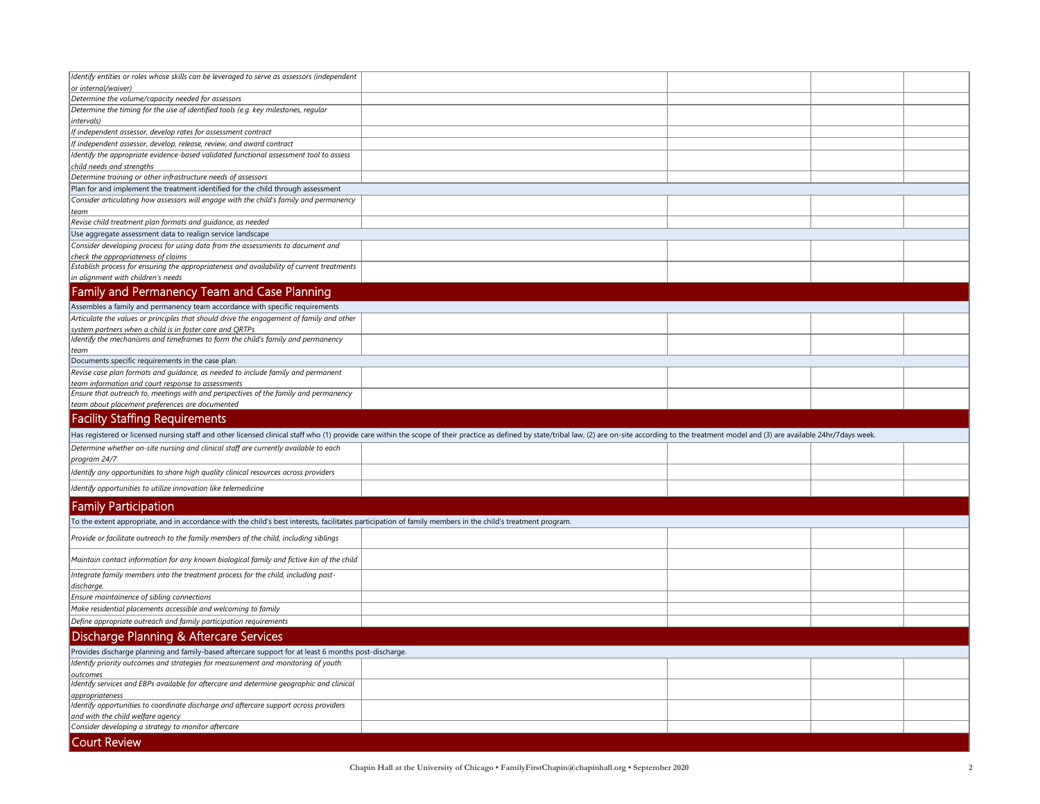| | | | | |
|---|---|---|---|---|
| *Identify entities or roles whose skills can be leveraged to serve as assessors (independent or internal/waiver)* | | | | |
| *Determine the volume/capacity needed for assessors* | | | | |
| *Determine the timing for the use of identified tools (e.g. key milestones, regular intervals)* | | | | |
| *If independent assessor, develop rates for assessment contract* | | | | |
| *If independent assessor, develop, release, review, and award contract* | | | | |
| *Identify the appropriate evidence-based validated functional assessment tool to assess child needs and strengths* | | | | |
| *Determine training or other infrastructure needs of assessors* | | | | |
| Plan for and implement the treatment identified for the child through assessment | | | | |
| *Consider articulating how assessors will engage with the child's family and permanency team* | | | | |
| *Revise child treatment plan formats and guidance, as needed* | | | | |
| Use aggregate assessment data to realign service landscape | | | | |
| *Consider developing process for using data from the assessments to document and check the appropriateness of claims* | | | | |
| *Establish process for ensuring the appropriateness and availability of current treatments in alignment with children's needs* | | | | |
| **Family and Permanency Team and Case Planning** | | | | |
| Assembles a family and permanency team accordance with specific requirements | | | | |
| *Articulate the values or principles that should drive the engagement of family and other system partners when a child is in foster care and QRTPs* | | | | |
| *Identify the mechanisms and timeframes to form the child's family and permanency team* | | | | |
| Documents specific requirements in the case plan. | | | | |
| *Revise case plan formats and guidance, as needed to include family and permanent team information and court response to assessments* | | | | |
| *Ensure that outreach to, meetings with and perspectives of the family and permanency team about placement preferences are documented* | | | | |
| **Facility Staffing Requirements** | | | | |
| Has registered or licensed nursing staff and other licensed clinical staff who (1) provide care within the scope of their practice as defined by state/tribal law, (2) are on-site according to the treatment model and (3) are available 24hr/7days week. | | | | |
| *Determine whether on-site nursing and clinical staff are currently available to each program 24/7* | | | | |
| *Identify any opportunities to share high quality clinical resources across providers* | | | | |
| *Identify opportunities to utilize innovation like telemedicine* | | | | |
| **Family Participation** | | | | |
| To the extent appropriate, and in accordance with the child's best interests, facilitates participation of family members in the child's treatment program. | | | | |
| *Provide or facilitate outreach to the family members of the child, including siblings* | | | | |
| *Maintain contact information for any known biological family and fictive kin of the child* | | | | |
| *Integrate family members into the treatment process for the child, including post-discharge.* | | | | |
| *Ensure maintainence of sibling connections* | | | | |
| *Make residential placements accessible and welcoming to family* | | | | |
| *Define appropriate outreach and family participation requirements* | | | | |
| **Discharge Planning & Aftercare Services** | | | | |
| Provides discharge planning and family-based aftercare support for at least 6 months post-discharge. | | | | |
| *Identify priority outcomes and strategies for measurement and monitoring of youth outcomes* | | | | |
| *Identify services and EBPs available for aftercare and determine geographic and clinical appropriateness* | | | | |
| *Identify opportunities to coordinate discharge and aftercare support across providers and with the child welfare agency* | | | | |
| *Consider developing a strategy to monitor aftercare* | | | | |
| **Court Review** | | | | |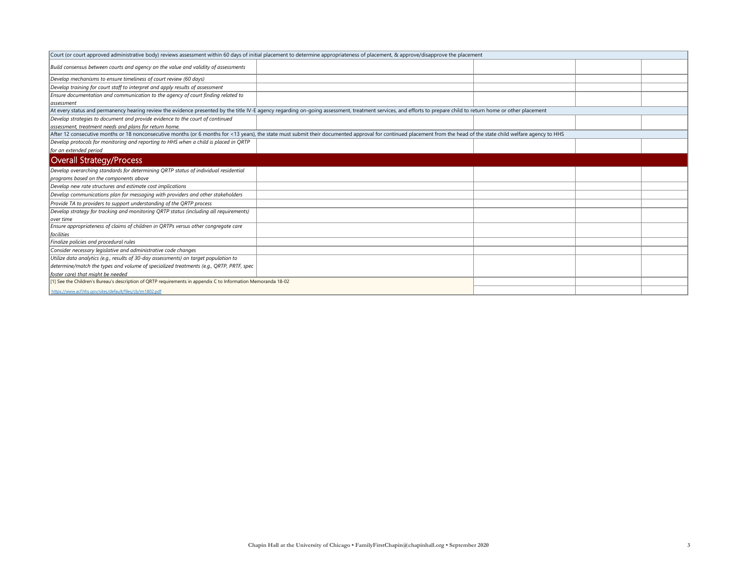| | | | | |
|---|---|---|---|---|
| Court (or court approved administrative body) reviews assessment within 60 days of initial placement to determine appropriateness of placement, & approve/disapprove the placement | | | | |
| *Build consensus between courts and agency on the value and validity of assessments* | | | | |
| *Develop mechanisms to ensure timeliness of court review (60 days)* | | | | |
| *Develop training for court staff to interpret and apply results of assessment* | | | | |
| *Ensure documentation and communication to the agency of court finding related to assessment* | | | | |
| At every status and permanency hearing review the evidence presented by the title IV-E agency regarding on-going assessment, treatment services, and efforts to prepare child to return home or other placement | | | | |
| *Develop strategies to document and provide evidence to the court of continued assessment, treatment needs and plans for return home.* | | | | |
| After 12 consecutive months or 18 nonconsecutive months (or 6 months for <13 years), the state must submit their documented approval for continued placement from the head of the state child welfare agency to HHS | | | | |
| *Develop protocols for monitoring and reporting to HHS when a child is placed in QRTP for an extended period* | | | | |
| **Overall Strategy/Process** | | | | |
| *Develop overarching standards for determining QRTP status of individual residential programs based on the components above* | | | | |
| *Develop new rate structures and estimate cost implications* | | | | |
| *Develop communications plan for messaging with providers and other stakeholders* | | | | |
| *Provide TA to providers to support understanding of the QRTP process* | | | | |
| *Develop strategy for tracking and monitoring QRTP status (including all requirements) over time* | | | | |
| *Ensure appropriateness of claims of children in QRTPs versus other congregate care facilities* | | | | |
| *Finalize policies and procedural rules* | | | | |
| *Consider necessary legislative and administrative code changes* | | | | |
| *Utilize data analytics (e.g., results of 30-day assessments) on target population to determine/match the types and volume of specialized treatments (e.g., QRTP, PRTF, spec foster care) that might be needed* | | | | |
| [1] See the Children's Bureau's description of QRTP requirements in appendix C to Information Memoranda 18-02 | | | | |
| https://www.acf.hhs.gov/sites/default/files/cb/im1802.pdf | | | | |

Chapin Hall at the University of Chicago • FamilyFirstChapin@chapinhall.org • September 2020